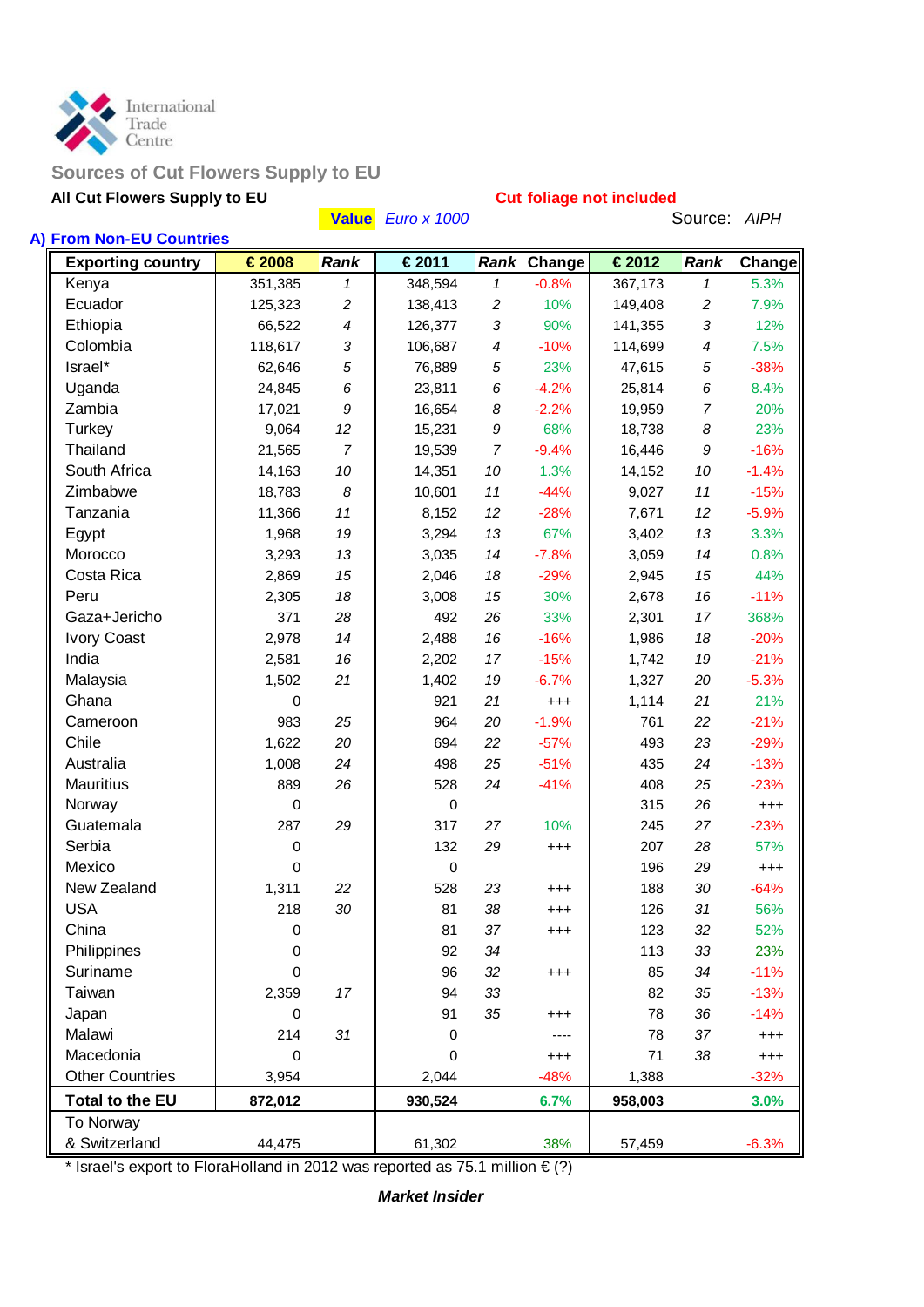International Trade Centre

## Sources of Cut Flowers Supply to EU

**All Cut Flowers Supply to EU**

**Cut foliage not included**

**Value** *Euro x 1000*

Source: *AIPH*

### A) From Non-EU Countries

| Exporting country | € 2008 | Rank | € 2011 | Rank | Change | € 2012 | Rank | Change |
|---|---|---|---|---|---|---|---|---|
| Kenya | 351,385 | 1 | 348,594 | 1 | -0.8% | 367,173 | 1 | 5.3% |
| Ecuador | 125,323 | 2 | 138,413 | 2 | 10% | 149,408 | 2 | 7.9% |
| Ethiopia | 66,522 | 4 | 126,377 | 3 | 90% | 141,355 | 3 | 12% |
| Colombia | 118,617 | 3 | 106,687 | 4 | -10% | 114,699 | 4 | 7.5% |
| Israel* | 62,646 | 5 | 76,889 | 5 | 23% | 47,615 | 5 | -38% |
| Uganda | 24,845 | 6 | 23,811 | 6 | -4.2% | 25,814 | 6 | 8.4% |
| Zambia | 17,021 | 9 | 16,654 | 8 | -2.2% | 19,959 | 7 | 20% |
| Turkey | 9,064 | 12 | 15,231 | 9 | 68% | 18,738 | 8 | 23% |
| Thailand | 21,565 | 7 | 19,539 | 7 | -9.4% | 16,446 | 9 | -16% |
| South Africa | 14,163 | 10 | 14,351 | 10 | 1.3% | 14,152 | 10 | -1.4% |
| Zimbabwe | 18,783 | 8 | 10,601 | 11 | -44% | 9,027 | 11 | -15% |
| Tanzania | 11,366 | 11 | 8,152 | 12 | -28% | 7,671 | 12 | -5.9% |
| Egypt | 1,968 | 19 | 3,294 | 13 | 67% | 3,402 | 13 | 3.3% |
| Morocco | 3,293 | 13 | 3,035 | 14 | -7.8% | 3,059 | 14 | 0.8% |
| Costa Rica | 2,869 | 15 | 2,046 | 18 | -29% | 2,945 | 15 | 44% |
| Peru | 2,305 | 18 | 3,008 | 15 | 30% | 2,678 | 16 | -11% |
| Gaza+Jericho | 371 | 28 | 492 | 26 | 33% | 2,301 | 17 | 368% |
| Ivory Coast | 2,978 | 14 | 2,488 | 16 | -16% | 1,986 | 18 | -20% |
| India | 2,581 | 16 | 2,202 | 17 | -15% | 1,742 | 19 | -21% |
| Malaysia | 1,502 | 21 | 1,402 | 19 | -6.7% | 1,327 | 20 | -5.3% |
| Ghana | 0 | | 921 | 21 | +++ | 1,114 | 21 | 21% |
| Cameroon | 983 | 25 | 964 | 20 | -1.9% | 761 | 22 | -21% |
| Chile | 1,622 | 20 | 694 | 22 | -57% | 493 | 23 | -29% |
| Australia | 1,008 | 24 | 498 | 25 | -51% | 435 | 24 | -13% |
| Mauritius | 889 | 26 | 528 | 24 | -41% | 408 | 25 | -23% |
| Norway | 0 | | 0 | | | 315 | 26 | +++ |
| Guatemala | 287 | 29 | 317 | 27 | 10% | 245 | 27 | -23% |
| Serbia | 0 | | 132 | 29 | +++ | 207 | 28 | 57% |
| Mexico | 0 | | 0 | | | 196 | 29 | +++ |
| New Zealand | 1,311 | 22 | 528 | 23 | +++ | 188 | 30 | -64% |
| USA | 218 | 30 | 81 | 38 | +++ | 126 | 31 | 56% |
| China | 0 | | 81 | 37 | +++ | 123 | 32 | 52% |
| Philippines | 0 | | 92 | 34 | | 113 | 33 | 23% |
| Suriname | 0 | | 96 | 32 | +++ | 85 | 34 | -11% |
| Taiwan | 2,359 | 17 | 94 | 33 | | 82 | 35 | -13% |
| Japan | 0 | | 91 | 35 | +++ | 78 | 36 | -14% |
| Malawi | 214 | 31 | 0 | | ---- | 78 | 37 | +++ |
| Macedonia | 0 | | 0 | | +++ | 71 | 38 | +++ |
| Other Countries | 3,954 | | 2,044 | | -48% | 1,388 | | -32% |
| **Total to the EU** | **872,012** | | **930,524** | | **6.7%** | **958,003** | | **3.0%** |
| To Norway & Switzerland | 44,475 | | 61,302 | | 38% | 57,459 | | -6.3% |

* Israel's export to FloraHolland in 2012 was reported as 75.1 million € (?)

***Market Insider***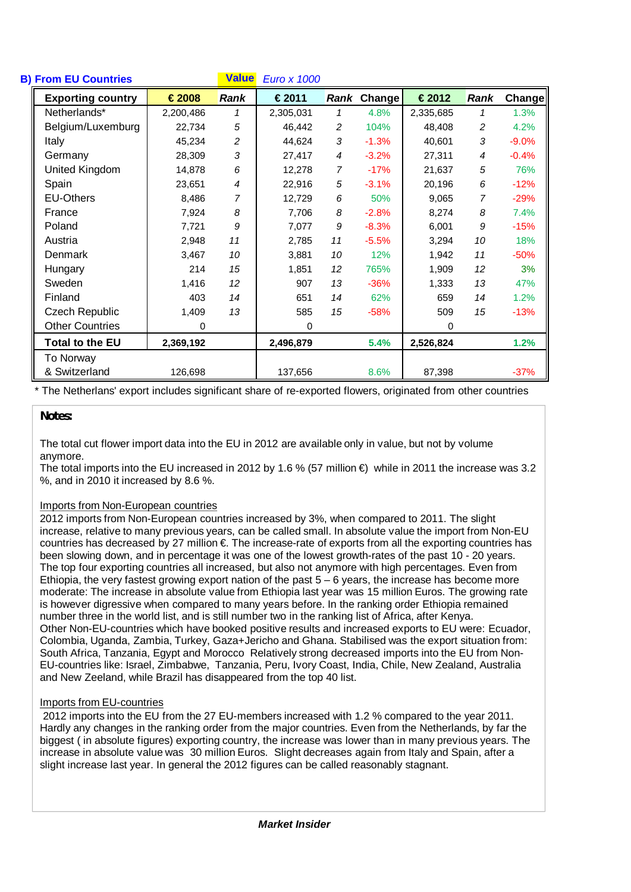**B) From EU Countries** **Value** *Euro x 1000*

| Exporting country | € 2008 | Rank | € 2011 | Rank | Change | € 2012 | Rank | Change |
|---|---|---|---|---|---|---|---|---|
| Netherlands* | 2,200,486 | 1 | 2,305,031 | 1 | 4.8% | 2,335,685 | 1 | 1.3% |
| Belgium/Luxemburg | 22,734 | 5 | 46,442 | 2 | 104% | 48,408 | 2 | 4.2% |
| Italy | 45,234 | 2 | 44,624 | 3 | -1.3% | 40,601 | 3 | -9.0% |
| Germany | 28,309 | 3 | 27,417 | 4 | -3.2% | 27,311 | 4 | -0.4% |
| United Kingdom | 14,878 | 6 | 12,278 | 7 | -17% | 21,637 | 5 | 76% |
| Spain | 23,651 | 4 | 22,916 | 5 | -3.1% | 20,196 | 6 | -12% |
| EU-Others | 8,486 | 7 | 12,729 | 6 | 50% | 9,065 | 7 | -29% |
| France | 7,924 | 8 | 7,706 | 8 | -2.8% | 8,274 | 8 | 7.4% |
| Poland | 7,721 | 9 | 7,077 | 9 | -8.3% | 6,001 | 9 | -15% |
| Austria | 2,948 | 11 | 2,785 | 11 | -5.5% | 3,294 | 10 | 18% |
| Denmark | 3,467 | 10 | 3,881 | 10 | 12% | 1,942 | 11 | -50% |
| Hungary | 214 | 15 | 1,851 | 12 | 765% | 1,909 | 12 | 3% |
| Sweden | 1,416 | 12 | 907 | 13 | -36% | 1,333 | 13 | 47% |
| Finland | 403 | 14 | 651 | 14 | 62% | 659 | 14 | 1.2% |
| Czech Republic | 1,409 | 13 | 585 | 15 | -58% | 509 | 15 | -13% |
| Other Countries | 0 | | 0 | | | 0 | | |
| **Total to the EU** | **2,369,192** | | **2,496,879** | | **5.4%** | **2,526,824** | | **1.2%** |
| To Norway & Switzerland | 126,698 | | 137,656 | | 8.6% | 87,398 | | -37% |

\* The Netherlans' export includes significant share of re-exported flowers, originated from other countries

**Notes:**

The total cut flower import data into the EU in 2012 are available only in value, but not by volume anymore.
The total imports into the EU increased in 2012 by 1.6 % (57 million €) while in 2011 the increase was 3.2 %, and in 2010 it increased by 8.6 %.

Imports from Non-European countries
2012 imports from Non-European countries increased by 3%, when compared to 2011. The slight increase, relative to many previous years, can be called small. In absolute value the import from Non-EU countries has decreased by 27 million €. The increase-rate of exports from all the exporting countries has been slowing down, and in percentage it was one of the lowest growth-rates of the past 10 - 20 years. The top four exporting countries all increased, but also not anymore with high percentages. Even from Ethiopia, the very fastest growing export nation of the past 5 – 6 years, the increase has become more moderate: The increase in absolute value from Ethiopia last year was 15 million Euros. The growing rate is however digressive when compared to many years before. In the ranking order Ethiopia remained number three in the world list, and is still number two in the ranking list of Africa, after Kenya.
Other Non-EU-countries which have booked positive results and increased exports to EU were: Ecuador, Colombia, Uganda, Zambia, Turkey, Gaza+Jericho and Ghana. Stabilised was the export situation from: South Africa, Tanzania, Egypt and Morocco Relatively strong decreased imports into the EU from Non-EU-countries like: Israel, Zimbabwe, Tanzania, Peru, Ivory Coast, India, Chile, New Zealand, Australia and New Zeeland, while Brazil has disappeared from the top 40 list.

Imports from EU-countries
2012 imports into the EU from the 27 EU-members increased with 1.2 % compared to the year 2011. Hardly any changes in the ranking order from the major countries. Even from the Netherlands, by far the biggest ( in absolute figures) exporting country, the increase was lower than in many previous years. The increase in absolute value was 30 million Euros. Slight decreases again from Italy and Spain, after a slight increase last year. In general the 2012 figures can be called reasonably stagnant.